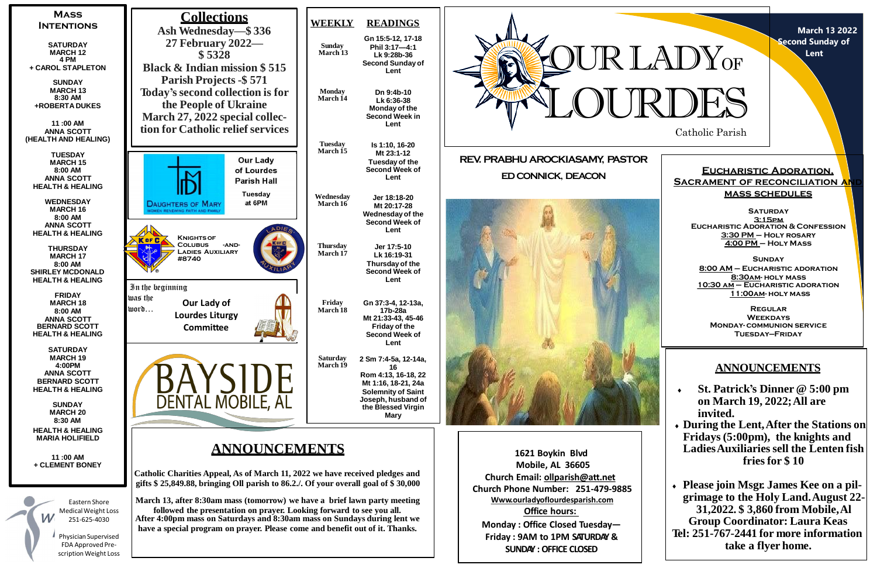# Our Lady of Lourdes

Catholic Parish

March 13 2022
Second Sunday of Lent

**REV. PRABHU AROCKIASAMY, PASTOR**

**ED CONNICK, DEACON**

## Mass Intentions

**SATURDAY MARCH 12 4 PM**
+ CAROL STAPLETON

**SUNDAY MARCH 13 8:30 AM**
+ROBERTA DUKES

**11 :00 AM**
ANNA SCOTT (HEALTH AND HEALING)

**TUESDAY MARCH 15 8:00 AM**
ANNA SCOTT HEALTH & HEALING

**WEDNESDAY MARCH 16 8:00 AM**
ANNA SCOTT HEALTH & HEALING

**THURSDAY MARCH 17 8:00 AM**
SHIRLEY MCDONALD HEALTH & HEALING

**FRIDAY MARCH 18 8:00 AM**
ANNA SCOTT
BERNARD SCOTT
HEALTH & HEALING

**SATURDAY MARCH 19 4:00PM**
ANNA SCOTT
BERNARD SCOTT
HEALTH & HEALING

**SUNDAY MARCH 20 8:30 AM**
HEALTH & HEALING
MARIA HOLIFIELD

**11 :00 AM**
+ CLEMENT BONEY

## Collections

**Ash Wednesday—$ 336**
**27 February 2022—$ 5328**
**Black & Indian mission $ 515**
**Parish Projects -$ 571**
**Today's second collection is for the People of Ukraine**
**March 27, 2022 special collection for Catholic relief services**

| WEEKLY | READINGS |
|---|---|
| Sunday March 13 | Gn 15:5-12, 17-18 Phil 3:17—4:1 Lk 9:28b-36 Second Sunday of Lent |
| Monday March 14 | Dn 9:4b-10 Lk 6:36-38 Monday of the Second Week in Lent |
| Tuesday March 15 | Is 1:10, 16-20 Mt 23:1-12 Tuesday of the Second Week of Lent |
| Wednesday March 16 | Jer 18:18-20 Mt 20:17-28 Wednesday of the Second Week of Lent |
| Thursday March 17 | Jer 17:5-10 Lk 16:19-31 Thursday of the Second Week of Lent |
| Friday March 18 | Gn 37:3-4, 12-13a, 17b-28a Mt 21:33-43, 45-46 Friday of the Second Week of Lent |
| Saturday March 19 | 2 Sm 7:4-5a, 12-14a, 16 Rom 4:13, 16-18, 22 Mt 1:16, 18-21, 24a Solemnity of Saint Joseph, husband of the Blessed Virgin Mary |

DAUGHTERS OF MARY — WOMEN RENEWING FAITH AND FAMILY
Our Lady of Lourdes Parish Hall
Tuesday at 6PM

KNIGHTS OF COLUMBUS -AND- LADIES AUXILIARY #8740

In the beginning was the word…
Our Lady of Lourdes Liturgy Committee

BAYSIDE DENTAL MOBILE, AL

Eastern Shore Medical Weight Loss 251-625-4030
Physician Supervised FDA Approved Prescription Weight Loss

## ANNOUNCEMENTS

**Catholic Charities Appeal, As of March 11, 2022 we have received pledges and gifts $ 25,849.88, bringing Oll parish to 86.2./. Of your overall goal of $ 30,000**

**March 13, after 8:30am mass (tomorrow) we have a brief lawn party meeting followed the presentation on prayer. Looking forward to see you all. After 4:00pm mass on Saturdays and 8:30am mass on Sundays during lent we have a special program on prayer. Please come and benefit out of it. Thanks.**

## Eucharistic Adoration, Sacrament of Reconciliation and Mass Schedules

**SATURDAY**
3:15PM Eucharistic Adoration & Confession
3:30 PM – Holy Rosary
4:00 PM – Holy Mass

**SUNDAY**
8:00 AM – Eucharistic adoration
8:30AM- Holy Mass
10:30 AM – Eucharistic adoration
11:00AM- Holy Mass

**REGULAR WEEKDAYS**
Monday- Communion Service
Tuesday–Friday

## ANNOUNCEMENTS

- **St. Patrick's Dinner @ 5:00 pm on March 19, 2022; All are invited.**
- **During the Lent, After the Stations on Fridays (5:00pm), the knights and Ladies Auxiliaries sell the Lenten fish fries for $ 10**
- **Please join Msgr. James Kee on a pilgrimage to the Holy Land. August 22-31,2022. $ 3,860 from Mobile, Al Group Coordinator: Laura Keas Tel: 251-767-2441 for more information take a flyer home.**

**1621 Boykin Blvd**
**Mobile, AL 36605**
**Church Email: ollparish@att.net**
**Church Phone Number: 251-479-9885**
**Www.ourladyoflourdesparish.com**
**Office hours:**
**Monday : Office Closed Tuesday—Friday : 9AM to 1PM SATURDAY & SUNDAY : OFFICE CLOSED**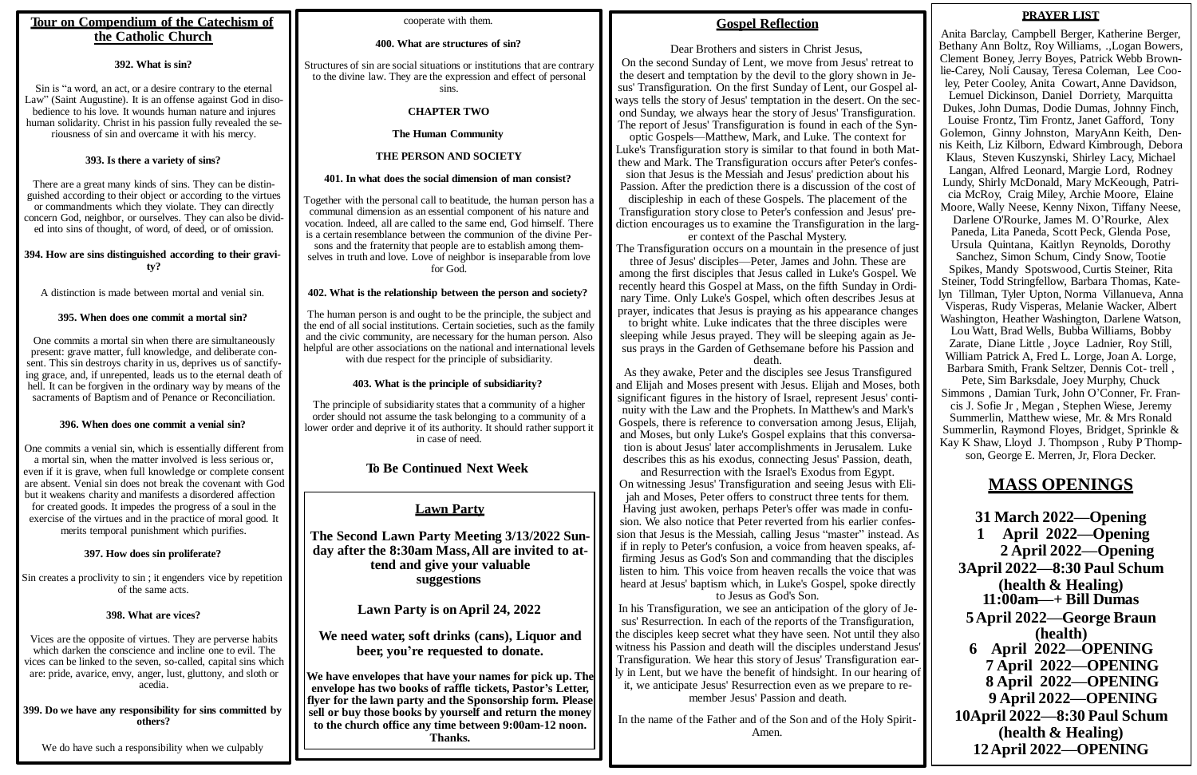## Tour on Compendium of the Catechism of the Catholic Church

**392. What is sin?**

Sin is "a word, an act, or a desire contrary to the eternal Law" (Saint Augustine). It is an offense against God in disobedience to his love. It wounds human nature and injures human solidarity. Christ in his passion fully revealed the seriousness of sin and overcame it with his mercy.

**393. Is there a variety of sins?**

There are a great many kinds of sins. They can be distinguished according to their object or according to the virtues or commandments which they violate. They can directly concern God, neighbor, or ourselves. They can also be divided into sins of thought, of word, of deed, or of omission.

**394. How are sins distinguished according to their gravity?**

A distinction is made between mortal and venial sin.

**395. When does one commit a mortal sin?**

One commits a mortal sin when there are simultaneously present: grave matter, full knowledge, and deliberate consent. This sin destroys charity in us, deprives us of sanctifying grace, and, if unrepented, leads us to the eternal death of hell. It can be forgiven in the ordinary way by means of the sacraments of Baptism and of Penance or Reconciliation.

**396. When does one commit a venial sin?**

One commits a venial sin, which is essentially different from a mortal sin, when the matter involved is less serious or, even if it is grave, when full knowledge or complete consent are absent. Venial sin does not break the covenant with God but it weakens charity and manifests a disordered affection for created goods. It impedes the progress of a soul in the exercise of the virtues and in the practice of moral good. It merits temporal punishment which purifies.

**397. How does sin proliferate?**

Sin creates a proclivity to sin ; it engenders vice by repetition of the same acts.

**398. What are vices?**

Vices are the opposite of virtues. They are perverse habits which darken the conscience and incline one to evil. The vices can be linked to the seven, so-called, capital sins which are: pride, avarice, envy, anger, lust, gluttony, and sloth or acedia.

**399. Do we have any responsibility for sins committed by others?**

We do have such a responsibility when we culpably cooperate with them.

**400. What are structures of sin?**

Structures of sin are social situations or institutions that are contrary to the divine law. They are the expression and effect of personal sins.

**CHAPTER TWO**

**The Human Community**

**THE PERSON AND SOCIETY**

**401. In what does the social dimension of man consist?**

Together with the personal call to beatitude, the human person has a communal dimension as an essential component of his nature and vocation. Indeed, all are called to the same end, God himself. There is a certain resemblance between the communion of the divine Persons and the fraternity that people are to establish among themselves in truth and love. Love of neighbor is inseparable from love for God.

**402. What is the relationship between the person and society?**

The human person is and ought to be the principle, the subject and the end of all social institutions. Certain societies, such as the family and the civic community, are necessary for the human person. Also helpful are other associations on the national and international levels with due respect for the principle of subsidiarity.

**403. What is the principle of subsidiarity?**

The principle of subsidiarity states that a community of a higher order should not assume the task belonging to a community of a lower order and deprive it of its authority. It should rather support it in case of need.

**To Be Continued Next Week**

## Lawn Party

**The Second Lawn Party Meeting 3/13/2022 Sunday after the 8:30am Mass, All are invited to attend and give your valuable suggestions**

**Lawn Party is on April 24, 2022**

**We need water, soft drinks (cans), Liquor and beer, you're requested to donate.**

**We have envelopes that have your names for pick up. The envelope has two books of raffle tickets, Pastor's Letter, flyer for the lawn party and the Sponsorship form. Please sell or buy those books by yourself and return the money to the church office any time between 9:00am-12 noon. Thanks.**

## Gospel Reflection

Dear Brothers and sisters in Christ Jesus,

On the second Sunday of Lent, we move from Jesus' retreat to the desert and temptation by the devil to the glory shown in Jesus' Transfiguration. On the first Sunday of Lent, our Gospel always tells the story of Jesus' temptation in the desert. On the second Sunday, we always hear the story of Jesus' Transfiguration. The report of Jesus' Transfiguration is found in each of the Synoptic Gospels—Matthew, Mark, and Luke. The context for Luke's Transfiguration story is similar to that found in both Matthew and Mark. The Transfiguration occurs after Peter's confession that Jesus is the Messiah and Jesus' prediction about his Passion. After the prediction there is a discussion of the cost of discipleship in each of these Gospels. The placement of the Transfiguration story close to Peter's confession and Jesus' prediction encourages us to examine the Transfiguration in the larger context of the Paschal Mystery.

The Transfiguration occurs on a mountain in the presence of just three of Jesus' disciples—Peter, James and John. These are among the first disciples that Jesus called in Luke's Gospel. We recently heard this Gospel at Mass, on the fifth Sunday in Ordinary Time. Only Luke's Gospel, which often describes Jesus at prayer, indicates that Jesus is praying as his appearance changes to bright white. Luke indicates that the three disciples were sleeping while Jesus prayed. They will be sleeping again as Jesus prays in the Garden of Gethsemane before his Passion and death.

As they awake, Peter and the disciples see Jesus Transfigured and Elijah and Moses present with Jesus. Elijah and Moses, both significant figures in the history of Israel, represent Jesus' continuity with the Law and the Prophets. In Matthew's and Mark's Gospels, there is reference to conversation among Jesus, Elijah, and Moses, but only Luke's Gospel explains that this conversation is about Jesus' later accomplishments in Jerusalem. Luke describes this as his exodus, connecting Jesus' Passion, death, and Resurrection with the Israel's Exodus from Egypt.

On witnessing Jesus' Transfiguration and seeing Jesus with Elijah and Moses, Peter offers to construct three tents for them. Having just awoken, perhaps Peter's offer was made in confusion. We also notice that Peter reverted from his earlier confession that Jesus is the Messiah, calling Jesus "master" instead. As if in reply to Peter's confusion, a voice from heaven speaks, affirming Jesus as God's Son and commanding that the disciples listen to him. This voice from heaven recalls the voice that was heard at Jesus' baptism which, in Luke's Gospel, spoke directly to Jesus as God's Son.

In his Transfiguration, we see an anticipation of the glory of Jesus' Resurrection. In each of the reports of the Transfiguration, the disciples keep secret what they have seen. Not until they also witness his Passion and death will the disciples understand Jesus' Transfiguration. We hear this story of Jesus' Transfiguration early in Lent, but we have the benefit of hindsight. In our hearing of it, we anticipate Jesus' Resurrection even as we prepare to remember Jesus' Passion and death.

In the name of the Father and of the Son and of the Holy Spirit- Amen.

## PRAYER LIST

Anita Barclay, Campbell Berger, Katherine Berger, Bethany Ann Boltz, Roy Williams, .,Logan Bowers, Clement Boney, Jerry Boyes, Patrick Webb Brownlie-Carey, Noli Causay, Teresa Coleman, Lee Cooley, Peter Cooley, Anita Cowart, Anne Davidson, Lemuel Dickinson, Daniel Dorriety, Marquitta Dukes, John Dumas, Dodie Dumas, Johnny Finch, Louise Frontz, Tim Frontz, Janet Gafford, Tony Golemon, Ginny Johnston, MaryAnn Keith, Dennis Keith, Liz Kilborn, Edward Kimbrough, Debora Klaus, Steven Kuszynski, Shirley Lacy, Michael Langan, Alfred Leonard, Margie Lord, Rodney Lundy, Shirly McDonald, Mary McKeough, Patricia McRoy, Craig Miley, Archie Moore, Elaine Moore, Wally Neese, Kenny Nixon, Tiffany Neese, Darlene O'Rourke, James M. O'Rourke, Alex Paneda, Lita Paneda, Scott Peck, Glenda Pose, Ursula Quintana, Kaitlyn Reynolds, Dorothy Sanchez, Simon Schum, Cindy Snow, Tootie Spikes, Mandy Spotswood, Curtis Steiner, Rita Steiner, Todd Stringfellow, Barbara Thomas, Katelyn Tillman, Tyler Upton, Norma Villanueva, Anna Visperas, Rudy Visperas, Melanie Wacker, Albert Washington, Heather Washington, Darlene Watson, Lou Watt, Brad Wells, Bubba Williams, Bobby Zarate, Diane Little , Joyce Ladnier, Roy Still, William Patrick A, Fred L. Lorge, Joan A. Lorge, Barbara Smith, Frank Seltzer, Dennis Cot- trell , Pete, Sim Barksdale, Joey Murphy, Chuck Simmons , Damian Turk, John O'Conner, Fr. Francis J. Sofie Jr , Megan , Stephen Wiese, Jeremy Summerlin, Matthew wiese, Mr. & Mrs Ronald Summerlin, Raymond Floyes, Bridget, Sprinkle & Kay K Shaw, Lloyd J. Thompson , Ruby P Thompson, George E. Merren, Jr, Flora Decker.

## MASS OPENINGS

**31 March 2022—Opening**
**1 April 2022—Opening**
**2 April 2022—Opening**
**3April 2022—8:30 Paul Schum (health & Healing)**
**11:00am—+ Bill Dumas**
**5 April 2022—George Braun (health)**
**6 April 2022—OPENING**
**7 April 2022—OPENING**
**8 April 2022—OPENING**
**9 April 2022—OPENING**
**10April 2022—8:30 Paul Schum (health & Healing)**
**12 April 2022—OPENING**